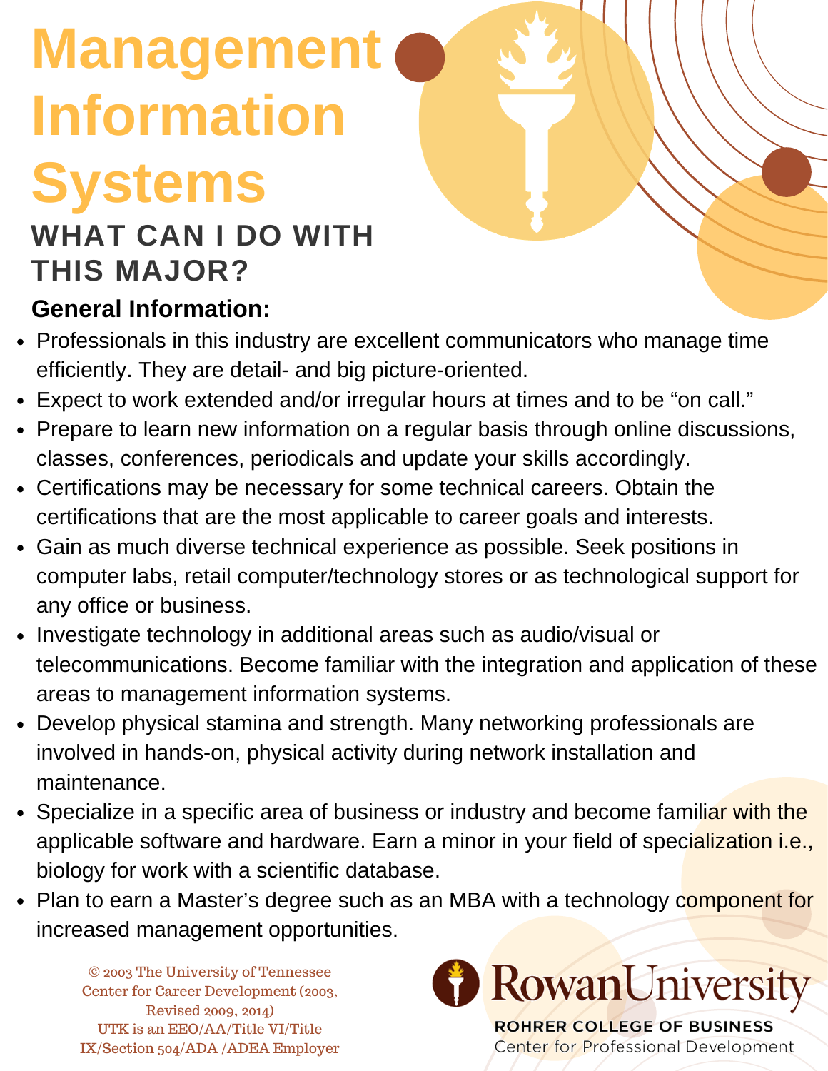# Management Information Systems

## WHAT CAN I DO WITH THIS MAJOR?

### General Information:

- Professionals in this industry are excellent communicators who manage time efficiently. They are detail- and big picture-oriented.
- Expect to work extended and/or irregular hours at times and to be "on call."
- Prepare to learn new information on a regular basis through online discussions, classes, conferences, periodicals and update your skills accordingly.
- Certifications may be necessary for some technical careers. Obtain the certifications that are the most applicable to career goals and interests.
- Gain as much diverse technical experience as possible. Seek positions in computer labs, retail computer/technology stores or as technological support for any office or business.
- Investigate technology in additional areas such as audio/visual or telecommunications. Become familiar with the integration and application of these areas to management information systems.
- Develop physical stamina and strength. Many networking professionals are involved in hands-on, physical activity during network installation and maintenance.
- Specialize in a specific area of business or industry and become familiar with the applicable software and hardware. Earn a minor in your field of specialization i.e., biology for work with a scientific database.
- Plan to earn a Master's degree such as an MBA with a technology component for increased management opportunities.

© 2003 The University of Tennessee Center for Career Development (2003, Revised 2009, 2014)
UTK is an EEO/AA/Title VI/Title IX/Section 504/ADA /ADEA Employer

Rowan University
ROHRER COLLEGE OF BUSINESS
Center for Professional Development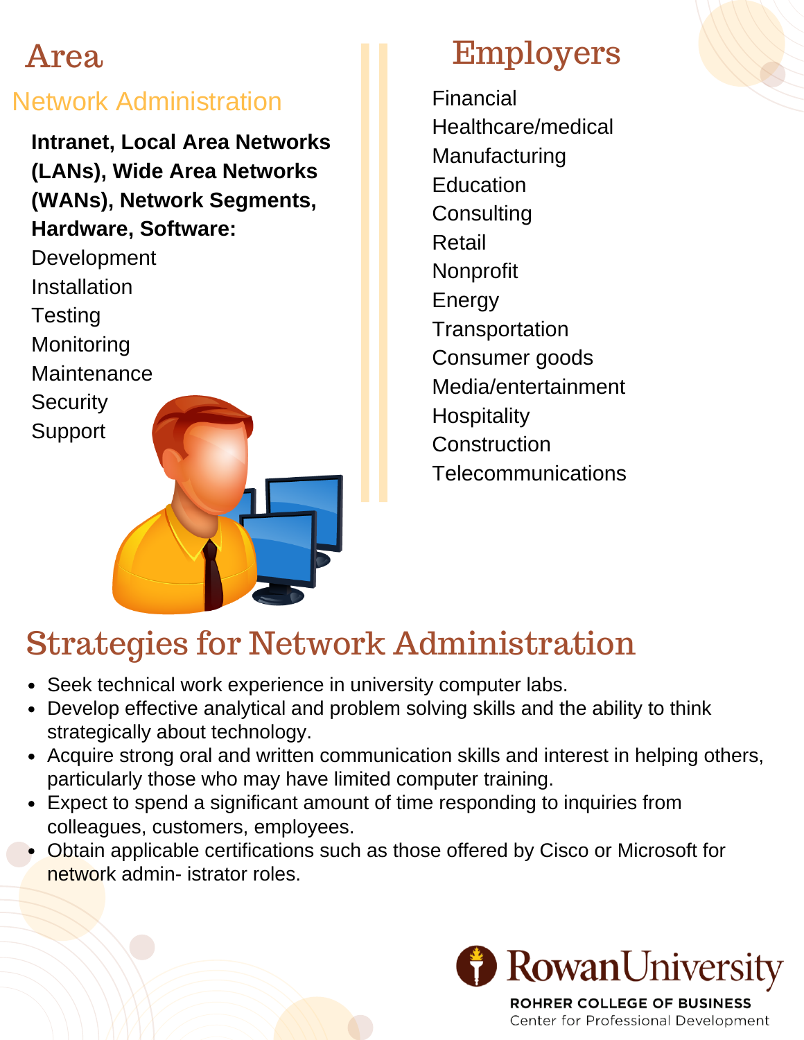## Area

### Network Administration

**Intranet, Local Area Networks (LANs), Wide Area Networks (WANs), Network Segments, Hardware, Software:**

Development
Installation
Testing
Monitoring
Maintenance
Security
Support

## Employers

Financial
Healthcare/medical
Manufacturing
Education
Consulting
Retail
Nonprofit
Energy
Transportation
Consumer goods
Media/entertainment
Hospitality
Construction
Telecommunications

## Strategies for Network Administration

- Seek technical work experience in university computer labs.
- Develop effective analytical and problem solving skills and the ability to think strategically about technology.
- Acquire strong oral and written communication skills and interest in helping others, particularly those who may have limited computer training.
- Expect to spend a significant amount of time responding to inquiries from colleagues, customers, employees.
- Obtain applicable certifications such as those offered by Cisco or Microsoft for network admin- istrator roles.

Rowan University
ROHRER COLLEGE OF BUSINESS
Center for Professional Development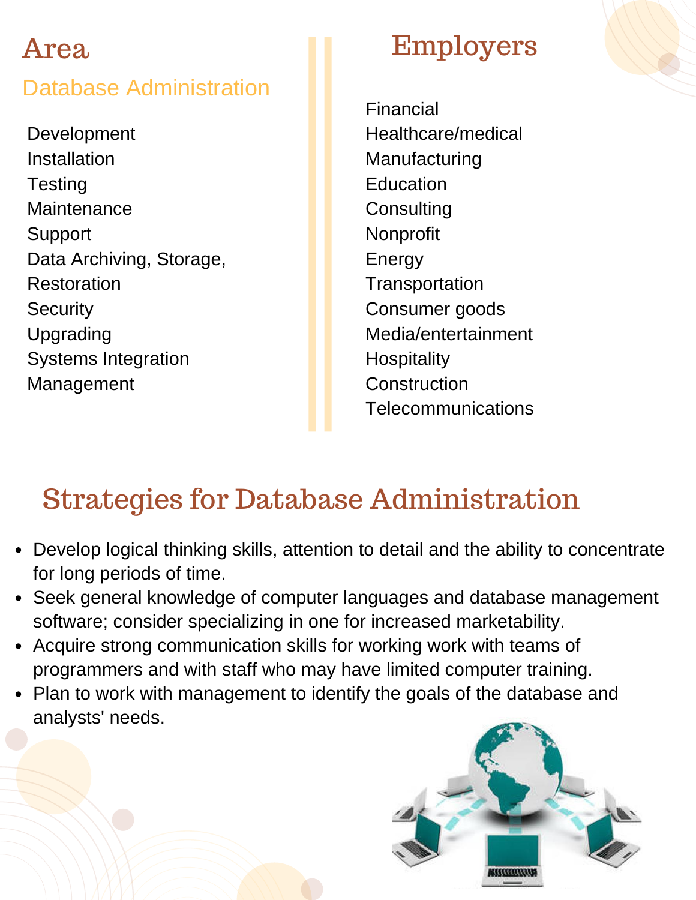## Area

### Database Administration

Development
Installation
Testing
Maintenance
Support
Data Archiving, Storage, Restoration
Security
Upgrading
Systems Integration
Management

## Employers

Financial
Healthcare/medical
Manufacturing
Education
Consulting
Nonprofit
Energy
Transportation
Consumer goods
Media/entertainment
Hospitality
Construction
Telecommunications

## Strategies for Database Administration

- Develop logical thinking skills, attention to detail and the ability to concentrate for long periods of time.
- Seek general knowledge of computer languages and database management software; consider specializing in one for increased marketability.
- Acquire strong communication skills for working work with teams of programmers and with staff who may have limited computer training.
- Plan to work with management to identify the goals of the database and analysts' needs.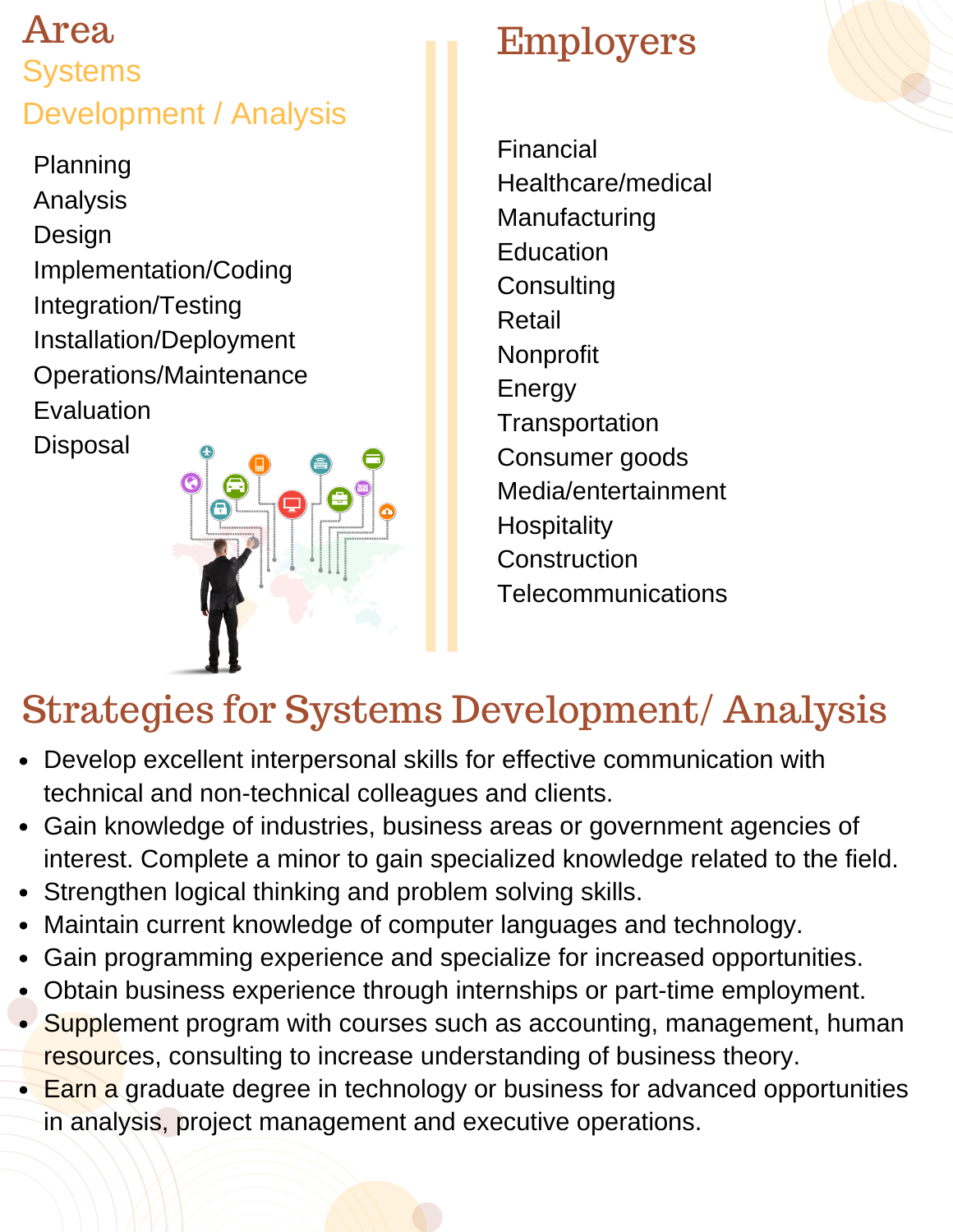# Area

## Systems Development / Analysis

- Planning
- Analysis
- Design
- Implementation/Coding
- Integration/Testing
- Installation/Deployment
- Operations/Maintenance
- Evaluation
- Disposal

# Employers

- Financial
- Healthcare/medical
- Manufacturing
- Education
- Consulting
- Retail
- Nonprofit
- Energy
- Transportation
- Consumer goods
- Media/entertainment
- Hospitality
- Construction
- Telecommunications

# Strategies for Systems Development/ Analysis

- Develop excellent interpersonal skills for effective communication with technical and non-technical colleagues and clients.
- Gain knowledge of industries, business areas or government agencies of interest. Complete a minor to gain specialized knowledge related to the field.
- Strengthen logical thinking and problem solving skills.
- Maintain current knowledge of computer languages and technology.
- Gain programming experience and specialize for increased opportunities.
- Obtain business experience through internships or part-time employment.
- Supplement program with courses such as accounting, management, human resources, consulting to increase understanding of business theory.
- Earn a graduate degree in technology or business for advanced opportunities in analysis, project management and executive operations.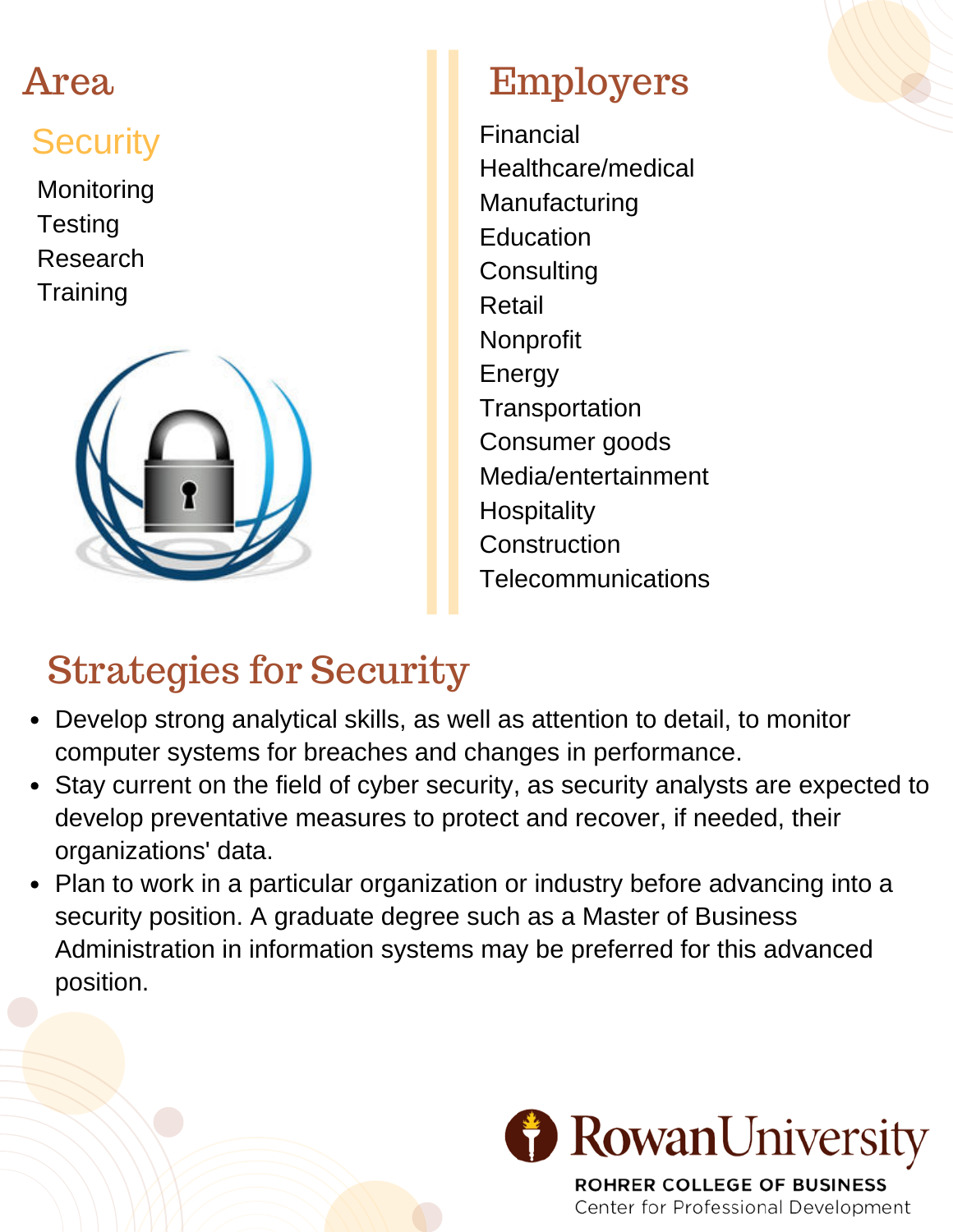## Area

### Security

- Monitoring
- Testing
- Research
- Training

## Employers

- Financial
- Healthcare/medical
- Manufacturing
- Education
- Consulting
- Retail
- Nonprofit
- Energy
- Transportation
- Consumer goods
- Media/entertainment
- Hospitality
- Construction
- Telecommunications

## Strategies for Security

- Develop strong analytical skills, as well as attention to detail, to monitor computer systems for breaches and changes in performance.
- Stay current on the field of cyber security, as security analysts are expected to develop preventative measures to protect and recover, if needed, their organizations' data.
- Plan to work in a particular organization or industry before advancing into a security position. A graduate degree such as a Master of Business Administration in information systems may be preferred for this advanced position.

Rowan University
ROHRER COLLEGE OF BUSINESS
Center for Professional Development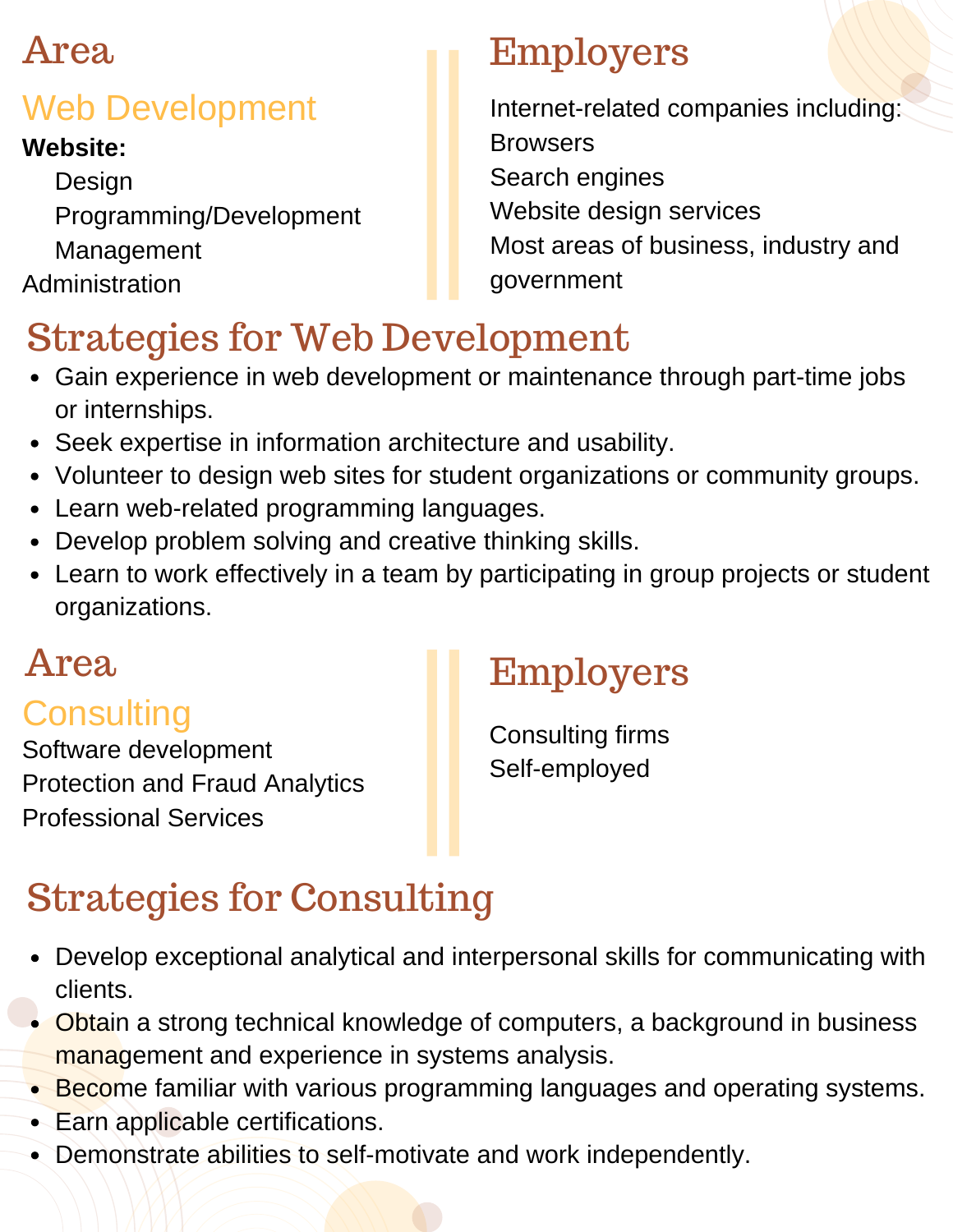## Area

### Web Development

**Website:**

- Design
- Programming/Development
- Management

Administration

## Employers

Internet-related companies including:

Browsers

Search engines

Website design services

Most areas of business, industry and government

## Strategies for Web Development

- Gain experience in web development or maintenance through part-time jobs or internships.
- Seek expertise in information architecture and usability.
- Volunteer to design web sites for student organizations or community groups.
- Learn web-related programming languages.
- Develop problem solving and creative thinking skills.
- Learn to work effectively in a team by participating in group projects or student organizations.

## Area

### Consulting

Software development

Protection and Fraud Analytics

Professional Services

## Employers

Consulting firms

Self-employed

## Strategies for Consulting

- Develop exceptional analytical and interpersonal skills for communicating with clients.
- Obtain a strong technical knowledge of computers, a background in business management and experience in systems analysis.
- Become familiar with various programming languages and operating systems.
- Earn applicable certifications.
- Demonstrate abilities to self-motivate and work independently.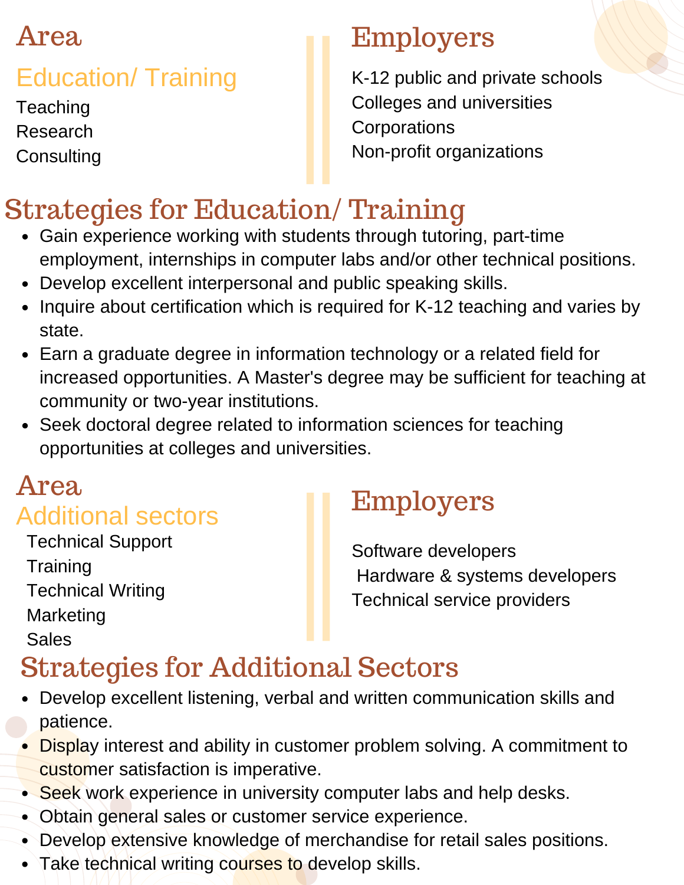## Area

### Education/ Training

Teaching
Research
Consulting

## Employers

K-12 public and private schools
Colleges and universities
Corporations
Non-profit organizations

## Strategies for Education/ Training

- Gain experience working with students through tutoring, part-time employment, internships in computer labs and/or other technical positions.
- Develop excellent interpersonal and public speaking skills.
- Inquire about certification which is required for K-12 teaching and varies by state.
- Earn a graduate degree in information technology or a related field for increased opportunities. A Master's degree may be sufficient for teaching at community or two-year institutions.
- Seek doctoral degree related to information sciences for teaching opportunities at colleges and universities.

## Area

### Additional sectors

Technical Support
Training
Technical Writing
Marketing
Sales

## Employers

Software developers
Hardware & systems developers
Technical service providers

## Strategies for Additional Sectors

- Develop excellent listening, verbal and written communication skills and patience.
- Display interest and ability in customer problem solving. A commitment to customer satisfaction is imperative.
- Seek work experience in university computer labs and help desks.
- Obtain general sales or customer service experience.
- Develop extensive knowledge of merchandise for retail sales positions.
- Take technical writing courses to develop skills.